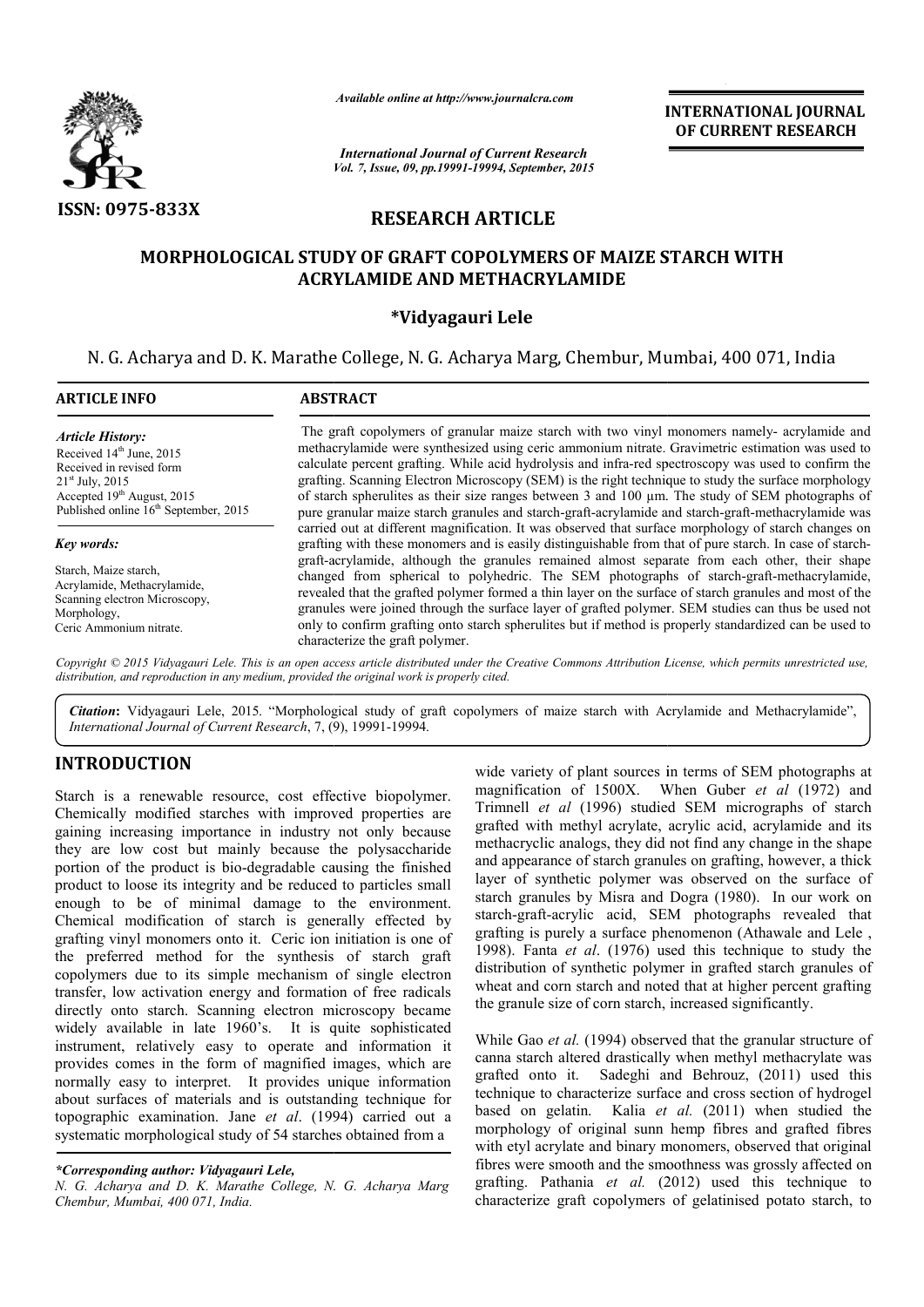*Available online at http://www.journalcra.com*

*International Journal of Current Research*
*Vol. 7, Issue, 09, pp.19991-19994, September, 2015*

**INTERNATIONAL JOURNAL OF CURRENT RESEARCH**

ISSN: 0975-833X

# RESEARCH ARTICLE

# MORPHOLOGICAL STUDY OF GRAFT COPOLYMERS OF MAIZE STARCH WITH ACRYLAMIDE AND METHACRYLAMIDE

**\*Vidyagauri Lele**

N. G. Acharya and D. K. Marathe College, N. G. Acharya Marg, Chembur, Mumbai, 400 071, India

**ARTICLE INFO**

*Article History:*
Received 14th June, 2015
Received in revised form 21st July, 2015
Accepted 19th August, 2015
Published online 16th September, 2015

*Key words:*
Starch, Maize starch, Acrylamide, Methacrylamide, Scanning electron Microscopy, Morphology, Ceric Ammonium nitrate.

**ABSTRACT**

The graft copolymers of granular maize starch with two vinyl monomers namely- acrylamide and methacrylamide were synthesized using ceric ammonium nitrate. Gravimetric estimation was used to calculate percent grafting. While acid hydrolysis and infra-red spectroscopy was used to confirm the grafting. Scanning Electron Microscopy (SEM) is the right technique to study the surface morphology of starch spherulites as their size ranges between 3 and 100 µm. The study of SEM photographs of pure granular maize starch granules and starch-graft-acrylamide and starch-graft-methacrylamide was carried out at different magnification. It was observed that surface morphology of starch changes on grafting with these monomers and is easily distinguishable from that of pure starch. In case of starch-graft-acrylamide, although the granules remained almost separate from each other, their shape changed from spherical to polyhedric. The SEM photographs of starch-graft-methacrylamide, revealed that the grafted polymer formed a thin layer on the surface of starch granules and most of the granules were joined through the surface layer of grafted polymer. SEM studies can thus be used not only to confirm grafting onto starch spherulites but if method is properly standardized can be used to characterize the graft polymer.

*Copyright © 2015 Vidyagauri Lele. This is an open access article distributed under the Creative Commons Attribution License, which permits unrestricted use, distribution, and reproduction in any medium, provided the original work is properly cited.*

***Citation*:** Vidyagauri Lele, 2015. "Morphological study of graft copolymers of maize starch with Acrylamide and Methacrylamide", *International Journal of Current Research*, 7, (9), 19991-19994.

## INTRODUCTION

Starch is a renewable resource, cost effective biopolymer. Chemically modified starches with improved properties are gaining increasing importance in industry not only because they are low cost but mainly because the polysaccharide portion of the product is bio-degradable causing the finished product to loose its integrity and be reduced to particles small enough to be of minimal damage to the environment. Chemical modification of starch is generally effected by grafting vinyl monomers onto it. Ceric ion initiation is one of the preferred method for the synthesis of starch graft copolymers due to its simple mechanism of single electron transfer, low activation energy and formation of free radicals directly onto starch. Scanning electron microscopy became widely available in late 1960's. It is quite sophisticated instrument, relatively easy to operate and information it provides comes in the form of magnified images, which are normally easy to interpret. It provides unique information about surfaces of materials and is outstanding technique for topographic examination. Jane *et al*. (1994) carried out a systematic morphological study of 54 starches obtained from a wide variety of plant sources in terms of SEM photographs at magnification of 1500X. When Guber *et al* (1972) and Trimnell *et al* (1996) studied SEM micrographs of starch grafted with methyl acrylate, acrylic acid, acrylamide and its methacryclic analogs, they did not find any change in the shape and appearance of starch granules on grafting, however, a thick layer of synthetic polymer was observed on the surface of starch granules by Misra and Dogra (1980). In our work on starch-graft-acrylic acid, SEM photographs revealed that grafting is purely a surface phenomenon (Athawale and Lele , 1998). Fanta *et al*. (1976) used this technique to study the distribution of synthetic polymer in grafted starch granules of wheat and corn starch and noted that at higher percent grafting the granule size of corn starch, increased significantly.

While Gao *et al.* (1994) observed that the granular structure of canna starch altered drastically when methyl methacrylate was grafted onto it. Sadeghi and Behrouz, (2011) used this technique to characterize surface and cross section of hydrogel based on gelatin. Kalia *et al.* (2011) when studied the morphology of original sunn hemp fibres and grafted fibres with etyl acrylate and binary monomers, observed that original fibres were smooth and the smoothness was grossly affected on grafting. Pathania *et al.* (2012) used this technique to characterize graft copolymers of gelatinised potato starch, to

*\*Corresponding author: Vidyagauri Lele,*
*N. G. Acharya and D. K. Marathe College, N. G. Acharya Marg Chembur, Mumbai, 400 071, India.*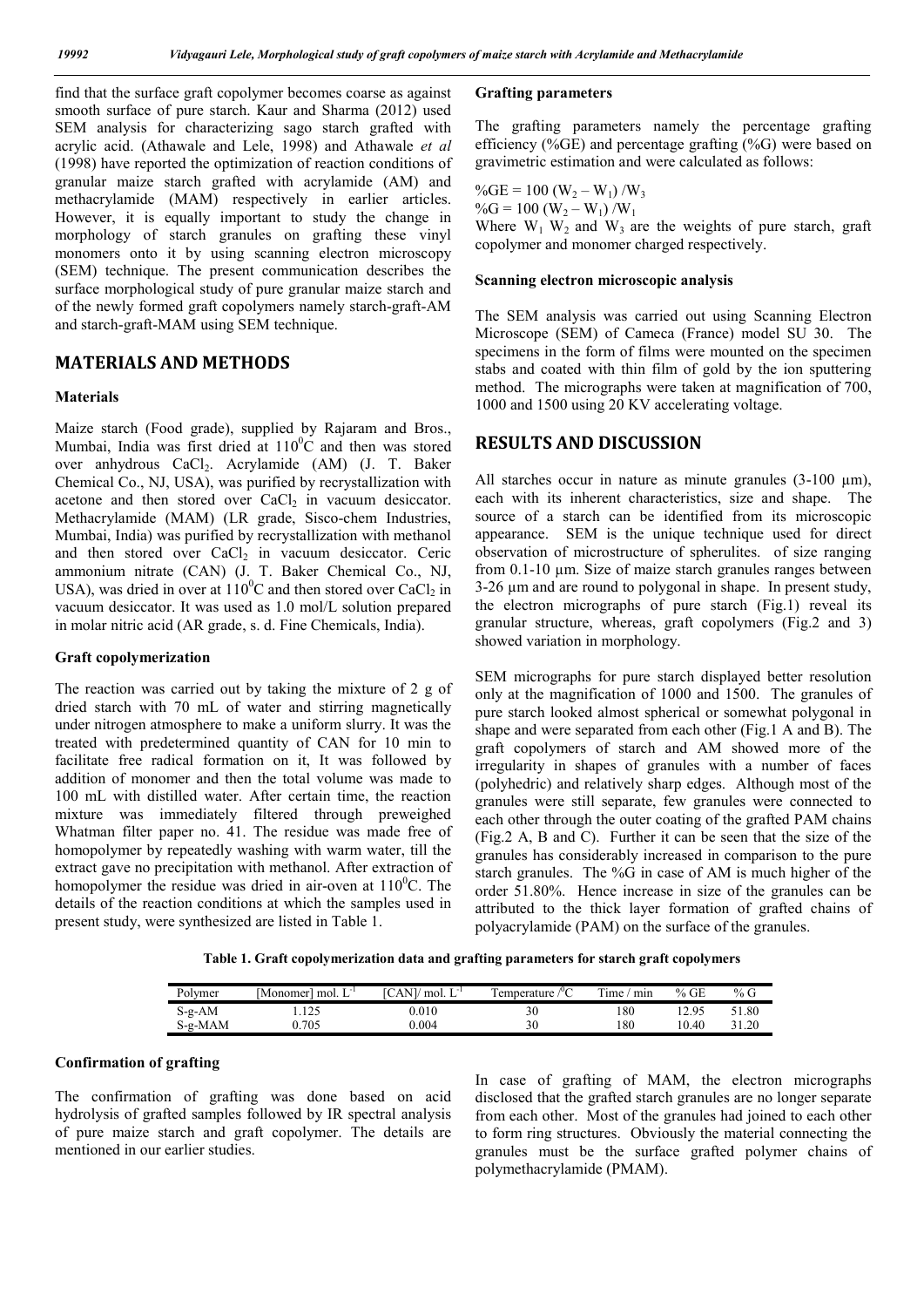find that the surface graft copolymer becomes coarse as against smooth surface of pure starch. Kaur and Sharma (2012) used SEM analysis for characterizing sago starch grafted with acrylic acid. (Athawale and Lele, 1998) and Athawale *et al* (1998) have reported the optimization of reaction conditions of granular maize starch grafted with acrylamide (AM) and methacrylamide (MAM) respectively in earlier articles. However, it is equally important to study the change in morphology of starch granules on grafting these vinyl monomers onto it by using scanning electron microscopy (SEM) technique. The present communication describes the surface morphological study of pure granular maize starch and of the newly formed graft copolymers namely starch-graft-AM and starch-graft-MAM using SEM technique.

## MATERIALS AND METHODS

### Materials

Maize starch (Food grade), supplied by Rajaram and Bros., Mumbai, India was first dried at $110^0$C and then was stored over anhydrous $CaCl_2$. Acrylamide (AM) (J. T. Baker Chemical Co., NJ, USA), was purified by recrystallization with acetone and then stored over $CaCl_2$ in vacuum desiccator. Methacrylamide (MAM) (LR grade, Sisco-chem Industries, Mumbai, India) was purified by recrystallization with methanol and then stored over $CaCl_2$ in vacuum desiccator. Ceric ammonium nitrate (CAN) (J. T. Baker Chemical Co., NJ, USA), was dried in over at $110^0$C and then stored over $CaCl_2$ in vacuum desiccator. It was used as 1.0 mol/L solution prepared in molar nitric acid (AR grade, s. d. Fine Chemicals, India).

### Graft copolymerization

The reaction was carried out by taking the mixture of 2 g of dried starch with 70 mL of water and stirring magnetically under nitrogen atmosphere to make a uniform slurry. It was the treated with predetermined quantity of CAN for 10 min to facilitate free radical formation on it, It was followed by addition of monomer and then the total volume was made to 100 mL with distilled water. After certain time, the reaction mixture was immediately filtered through preweighed Whatman filter paper no. 41. The residue was made free of homopolymer by repeatedly washing with warm water, till the extract gave no precipitation with methanol. After extraction of homopolymer the residue was dried in air-oven at $110^0$C. The details of the reaction conditions at which the samples used in present study, were synthesized are listed in Table 1.

### Confirmation of grafting

The confirmation of grafting was done based on acid hydrolysis of grafted samples followed by IR spectral analysis of pure maize starch and graft copolymer. The details are mentioned in our earlier studies.

### Grafting parameters

The grafting parameters namely the percentage grafting efficiency (%GE) and percentage grafting (%G) were based on gravimetric estimation and were calculated as follows:

$$\%GE = 100\,(W_2 - W_1)\,/W_3$$

$$\%G = 100\,(W_2 - W_1)\,/W_1$$

Where $W_1$ $W_2$ and $W_3$ are the weights of pure starch, graft copolymer and monomer charged respectively.

### Scanning electron microscopic analysis

The SEM analysis was carried out using Scanning Electron Microscope (SEM) of Cameca (France) model SU 30. The specimens in the form of films were mounted on the specimen stabs and coated with thin film of gold by the ion sputtering method. The micrographs were taken at magnification of 700, 1000 and 1500 using 20 KV accelerating voltage.

## RESULTS AND DISCUSSION

All starches occur in nature as minute granules (3-100 µm), each with its inherent characteristics, size and shape. The source of a starch can be identified from its microscopic appearance. SEM is the unique technique used for direct observation of microstructure of spherulites. of size ranging from 0.1-10 µm. Size of maize starch granules ranges between 3-26 µm and are round to polygonal in shape. In present study, the electron micrographs of pure starch (Fig.1) reveal its granular structure, whereas, graft copolymers (Fig.2 and 3) showed variation in morphology.

SEM micrographs for pure starch displayed better resolution only at the magnification of 1000 and 1500. The granules of pure starch looked almost spherical or somewhat polygonal in shape and were separated from each other (Fig.1 A and B). The graft copolymers of starch and AM showed more of the irregularity in shapes of granules with a number of faces (polyhedric) and relatively sharp edges. Although most of the granules were still separate, few granules were connected to each other through the outer coating of the grafted PAM chains (Fig.2 A, B and C). Further it can be seen that the size of the granules has considerably increased in comparison to the pure starch granules. The %G in case of AM is much higher of the order 51.80%. Hence increase in size of the granules can be attributed to the thick layer formation of grafted chains of polyacrylamide (PAM) on the surface of the granules.

**Table 1. Graft copolymerization data and grafting parameters for starch graft copolymers**

| Polymer | [Monomer] mol. $L^{-1}$ | [CAN]/ mol. $L^{-1}$ | Temperature /$^0$C | Time / min | % GE | % G |
|---|---|---|---|---|---|---|
| S-g-AM | 1.125 | 0.010 | 30 | 180 | 12.95 | 51.80 |
| S-g-MAM | 0.705 | 0.004 | 30 | 180 | 10.40 | 31.20 |

In case of grafting of MAM, the electron micrographs disclosed that the grafted starch granules are no longer separate from each other. Most of the granules had joined to each other to form ring structures. Obviously the material connecting the granules must be the surface grafted polymer chains of polymethacrylamide (PMAM).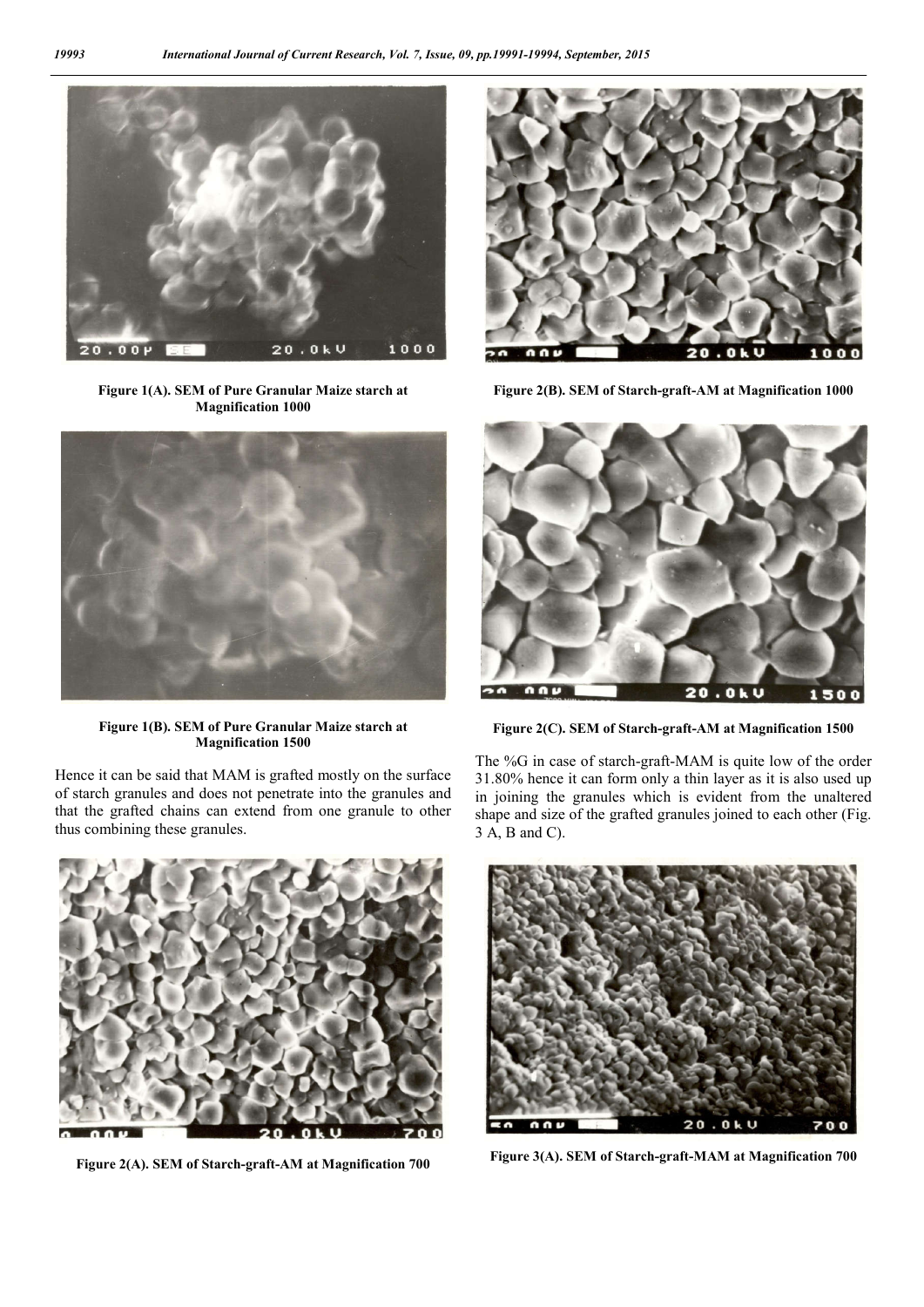Figure 1(A). SEM of Pure Granular Maize starch at Magnification 1000

Figure 1(B). SEM of Pure Granular Maize starch at Magnification 1500

Hence it can be said that MAM is grafted mostly on the surface of starch granules and does not penetrate into the granules and that the grafted chains can extend from one granule to other thus combining these granules.

Figure 2(A). SEM of Starch-graft-AM at Magnification 700

Figure 2(B). SEM of Starch-graft-AM at Magnification 1000

Figure 2(C). SEM of Starch-graft-AM at Magnification 1500

The %G in case of starch-graft-MAM is quite low of the order 31.80% hence it can form only a thin layer as it is also used up in joining the granules which is evident from the unaltered shape and size of the grafted granules joined to each other (Fig. 3 A, B and C).

Figure 3(A). SEM of Starch-graft-MAM at Magnification 700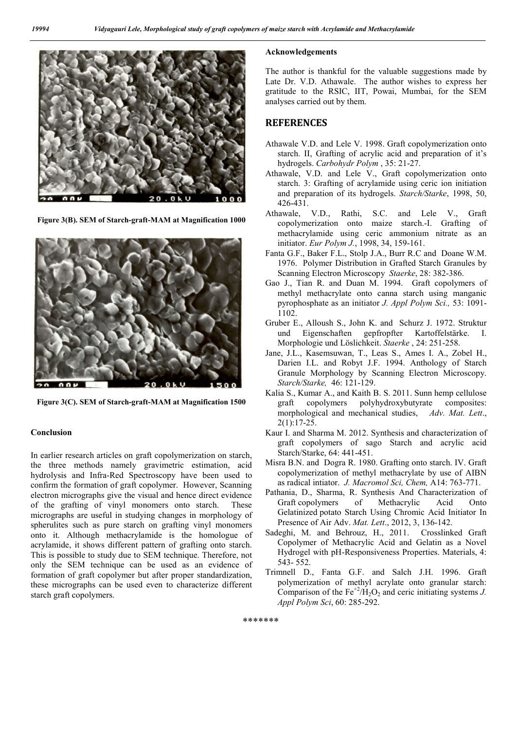Figure 3(B). SEM of Starch-graft-MAM at Magnification 1000

Figure 3(C). SEM of Starch-graft-MAM at Magnification 1500

### Conclusion

In earlier research articles on graft copolymerization on starch, the three methods namely gravimetric estimation, acid hydrolysis and Infra-Red Spectroscopy have been used to confirm the formation of graft copolymer. However, Scanning electron micrographs give the visual and hence direct evidence of the grafting of vinyl monomers onto starch. These micrographs are useful in studying changes in morphology of spherulites such as pure starch on grafting vinyl monomers onto it. Although methacrylamide is the homologue of acrylamide, it shows different pattern of grafting onto starch. This is possible to study due to SEM technique. Therefore, not only the SEM technique can be used as an evidence of formation of graft copolymer but after proper standardization, these micrographs can be used even to characterize different starch graft copolymers.

### Acknowledgements

The author is thankful for the valuable suggestions made by Late Dr. V.D. Athawale. The author wishes to express her gratitude to the RSIC, IIT, Powai, Mumbai, for the SEM analyses carried out by them.

## REFERENCES

Athawale V.D. and Lele V. 1998. Graft copolymerization onto starch. II, Grafting of acrylic acid and preparation of it's hydrogels. *Carbohydr Polym* , 35: 21-27.

Athawale, V.D. and Lele V., Graft copolymerization onto starch. 3: Grafting of acrylamide using ceric ion initiation and preparation of its hydrogels. *Starch/Starke*, 1998, 50, 426-431.

Athawale, V.D., Rathi, S.C. and Lele V., Graft copolymerization onto maize starch.-I. Grafting of methacrylamide using ceric ammonium nitrate as an initiator. *Eur Polym J.*, 1998, 34, 159-161.

Fanta G.F., Baker F.L., Stolp J.A., Burr R.C and Doane W.M. 1976. Polymer Distribution in Grafted Starch Granules by Scanning Electron Microscopy *Staerke*, 28: 382-386.

Gao J., Tian R. and Duan M. 1994. Graft copolymers of methyl methacrylate onto canna starch using manganic pyrophosphate as an initiator *J. Appl Polym Sci.,* 53: 1091-1102.

Gruber E., Alloush S., John K. and Schurz J. 1972. Struktur und Eigenschaften gepfropfter Kartoffelstärke. I. Morphologie und Löslichkeit. *Staerke* , 24: 251-258.

Jane, J.L., Kasemsuwan, T., Leas S., Ames I. A., Zobel H., Darien I.L. and Robyt J.F. 1994. Anthology of Starch Granule Morphology by Scanning Electron Microscopy. *Starch/Starke,* 46: 121-129.

Kalia S., Kumar A., and Kaith B. S. 2011. Sunn hemp cellulose graft copolymers polyhydroxybutyrate composites: morphological and mechanical studies, *Adv. Mat. Lett*., 2(1):17-25.

Kaur I. and Sharma M. 2012. Synthesis and characterization of graft copolymers of sago Starch and acrylic acid Starch/Starke, 64: 441-451.

Misra B.N. and Dogra R. 1980. Grafting onto starch. IV. Graft copolymerization of methyl methacrylate by use of AIBN as radical intiator. *J. Macromol Sci, Chem,* A14: 763-771.

Pathania, D., Sharma, R. Synthesis And Characterization of Graft copolymers of Methacrylic Acid Onto Gelatinized potato Starch Using Chromic Acid Initiator In Presence of Air Adv. *Mat. Lett*., 2012, 3, 136-142.

Sadeghi, M. and Behrouz, H., 2011. Crosslinked Graft Copolymer of Methacrylic Acid and Gelatin as a Novel Hydrogel with pH-Responsiveness Properties. Materials, 4: 543- 552.

Trimnell D., Fanta G.F. and Salch J.H. 1996. Graft polymerization of methyl acrylate onto granular starch: Comparison of the $Fe^{+2}/H_2O_2$ and ceric initiating systems *J. Appl Polym Sci*, 60: 285-292.

\*\*\*\*\*\*\*